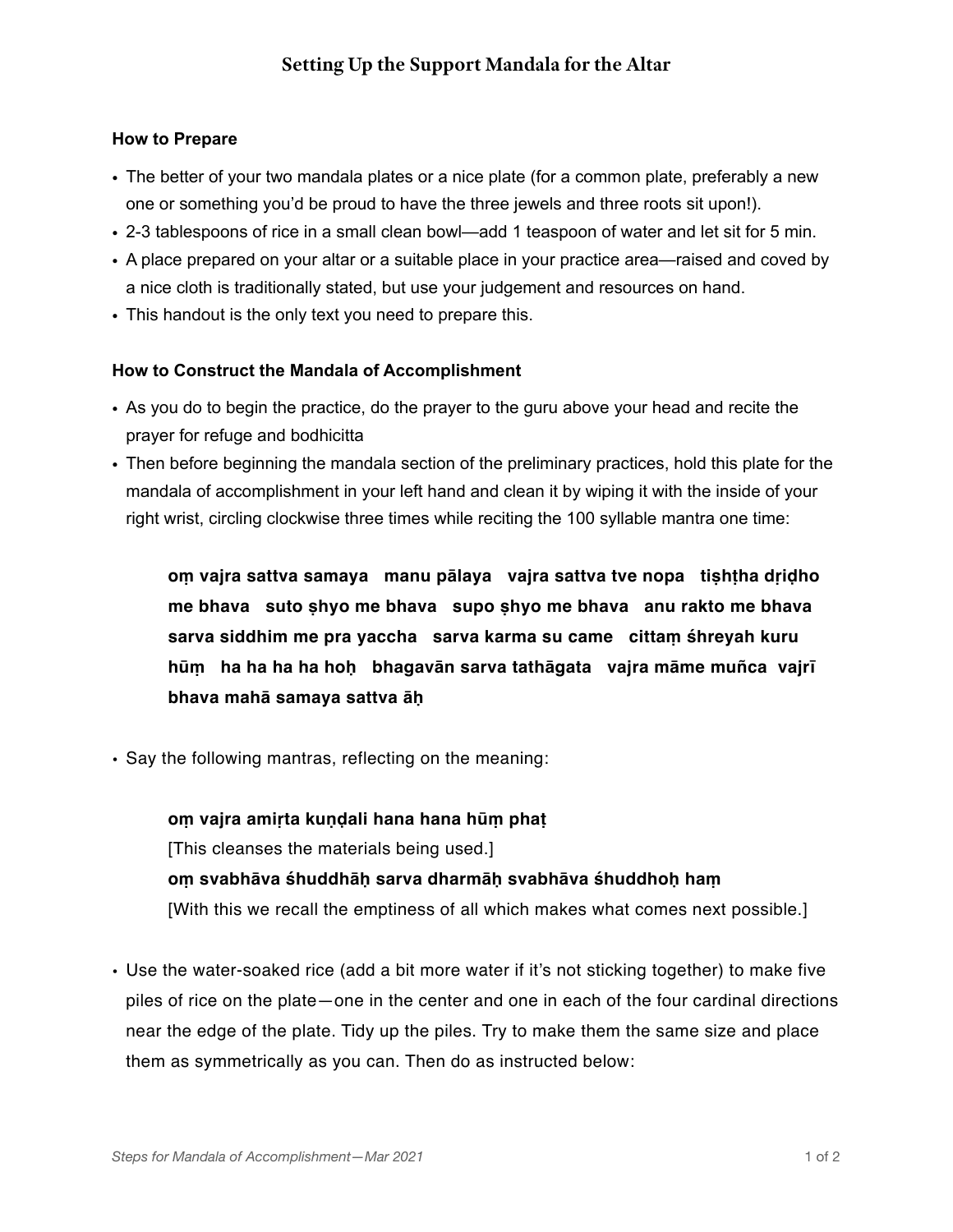# Setting Up the Support Mandala for the Altar

### How to Prepare

- The better of your two mandala plates or a nice plate (for a common plate, preferably a new one or something you'd be proud to have the three jewels and three roots sit upon!).
- 2-3 tablespoons of rice in a small clean bowl—add 1 teaspoon of water and let sit for 5 min.
- A place prepared on your altar or a suitable place in your practice area—raised and coved by a nice cloth is traditionally stated, but use your judgement and resources on hand.
- This handout is the only text you need to prepare this.

### How to Construct the Mandala of Accomplishment

- As you do to begin the practice, do the prayer to the guru above your head and recite the prayer for refuge and bodhicitta
- Then before beginning the mandala section of the preliminary practices, hold this plate for the mandala of accomplishment in your left hand and clean it by wiping it with the inside of your right wrist, circling clockwise three times while reciting the 100 syllable mantra one time:

> **oṃ vajra sattva samaya manu pālaya vajra sattva tve nopa tiṣhṭha dṛiḍho me bhava suto ṣhyo me bhava supo ṣhyo me bhava anu rakto me bhava sarva siddhim me pra yaccha sarva karma su came cittaṃ śhreyah kuru hūṃ ha ha ha ha hoḥ bhagavān sarva tathāgata vajra māme muñca vajrī bhava mahā samaya sattva āḥ**

- Say the following mantras, reflecting on the meaning:

> **oṃ vajra amiṛta kuṇḍali hana hana hūṃ phaṭ**
> [This cleanses the materials being used.]
> **oṃ svabhāva śhuddhāḥ sarva dharmāḥ svabhāva śhuddhoḥ haṃ**
> [With this we recall the emptiness of all which makes what comes next possible.]

- Use the water-soaked rice (add a bit more water if it's not sticking together) to make five piles of rice on the plate—one in the center and one in each of the four cardinal directions near the edge of the plate. Tidy up the piles. Try to make them the same size and place them as symmetrically as you can. Then do as instructed below: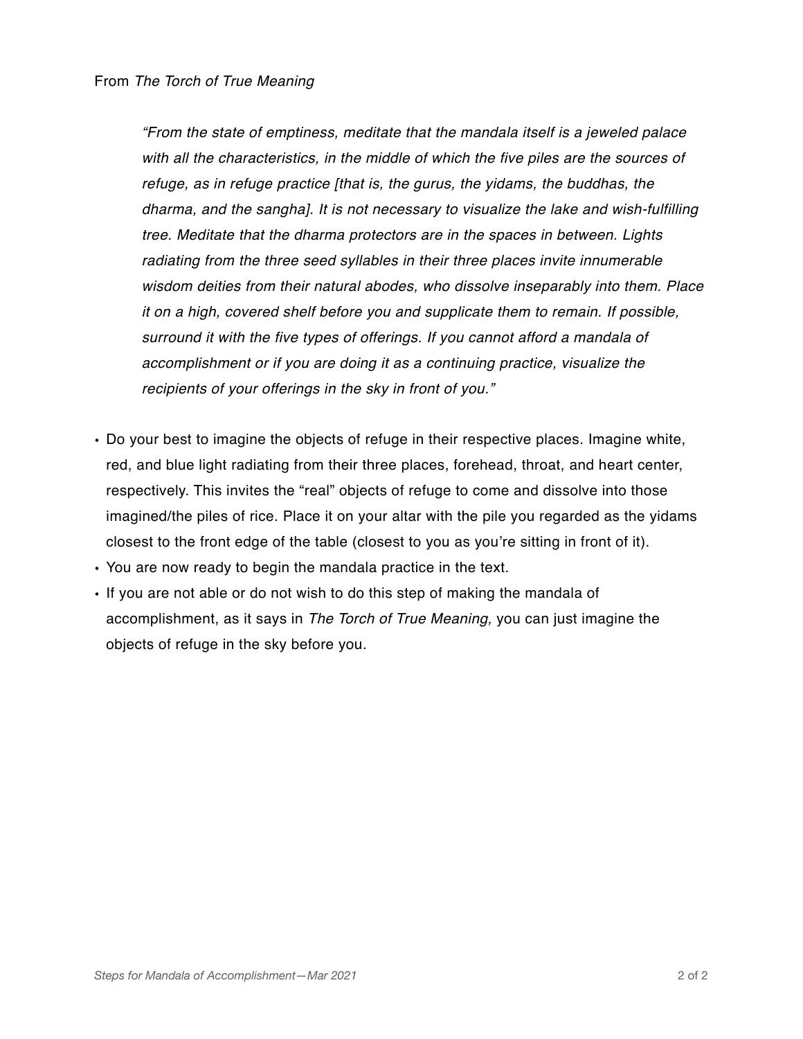From *The Torch of True Meaning*

> *"From the state of emptiness, meditate that the mandala itself is a jeweled palace with all the characteristics, in the middle of which the five piles are the sources of refuge, as in refuge practice [that is, the gurus, the yidams, the buddhas, the dharma, and the sangha]. It is not necessary to visualize the lake and wish-fulfilling tree. Meditate that the dharma protectors are in the spaces in between. Lights radiating from the three seed syllables in their three places invite innumerable wisdom deities from their natural abodes, who dissolve inseparably into them. Place it on a high, covered shelf before you and supplicate them to remain. If possible, surround it with the five types of offerings. If you cannot afford a mandala of accomplishment or if you are doing it as a continuing practice, visualize the recipients of your offerings in the sky in front of you."*

- Do your best to imagine the objects of refuge in their respective places. Imagine white, red, and blue light radiating from their three places, forehead, throat, and heart center, respectively. This invites the "real" objects of refuge to come and dissolve into those imagined/the piles of rice. Place it on your altar with the pile you regarded as the yidams closest to the front edge of the table (closest to you as you're sitting in front of it).
- You are now ready to begin the mandala practice in the text.
- If you are not able or do not wish to do this step of making the mandala of accomplishment, as it says in *The Torch of True Meaning,* you can just imagine the objects of refuge in the sky before you.